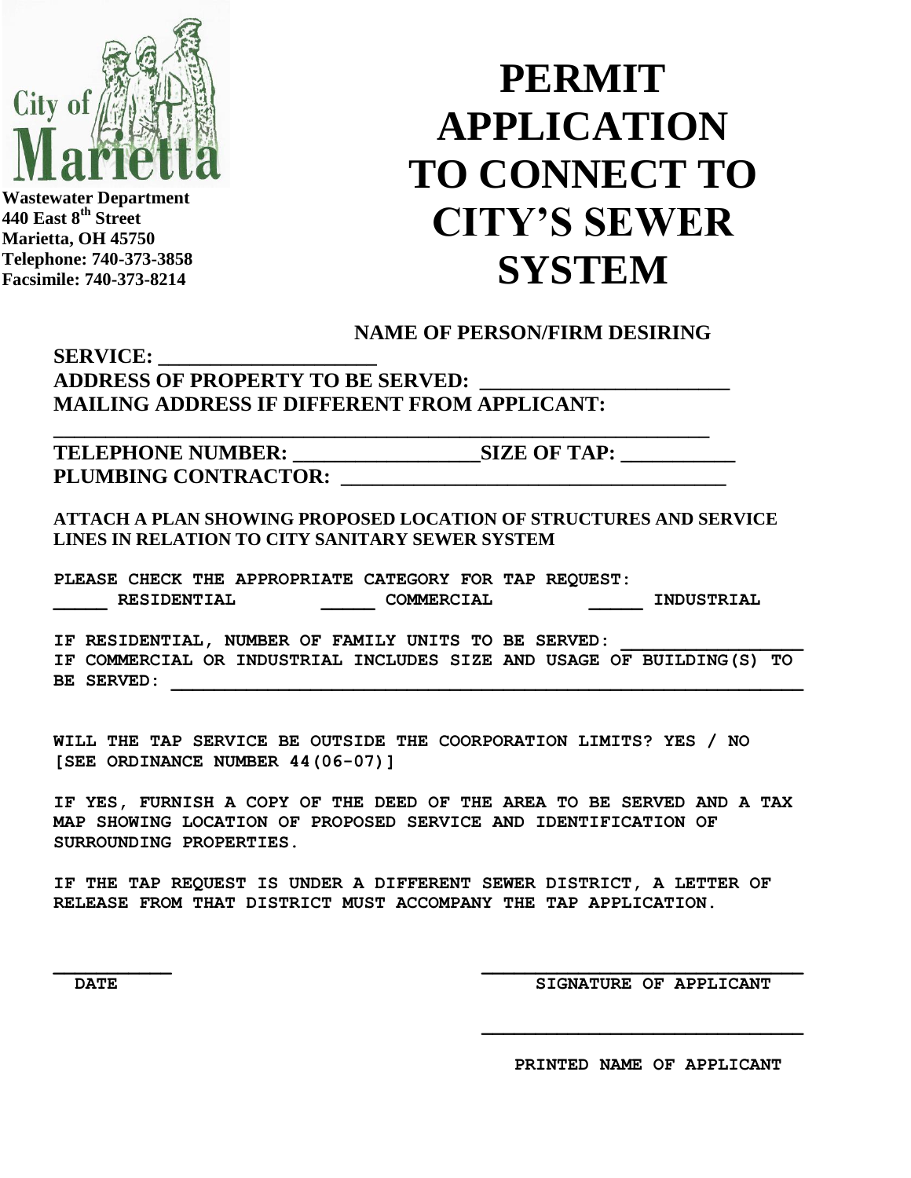City of Marietta

**Wastewater Department**
**440 East 8th Street**
**Marietta, OH 45750**
**Telephone: 740-373-3858**
**Facsimile: 740-373-8214**

# PERMIT APPLICATION TO CONNECT TO CITY'S SEWER SYSTEM

**NAME OF PERSON/FIRM DESIRING SERVICE: ____________________**

**ADDRESS OF PROPERTY TO BE SERVED: ______________________**

**MAILING ADDRESS IF DIFFERENT FROM APPLICANT:**

**____________________________________________________________**

**TELEPHONE NUMBER: _________________SIZE OF TAP: __________**

**PLUMBING CONTRACTOR: ___________________________________**

**ATTACH A PLAN SHOWING PROPOSED LOCATION OF STRUCTURES AND SERVICE LINES IN RELATION TO CITY SANITARY SEWER SYSTEM**

**PLEASE CHECK THE APPROPRIATE CATEGORY FOR TAP REQUEST:**

**_____ RESIDENTIAL _____ COMMERCIAL _____ INDUSTRIAL**

**IF RESIDENTIAL, NUMBER OF FAMILY UNITS TO BE SERVED: _______________**

**IF COMMERCIAL OR INDUSTRIAL INCLUDES SIZE AND USAGE OF BUILDING(S) TO BE SERVED: ____________________________________________________________**

**WILL THE TAP SERVICE BE OUTSIDE THE COORPORATION LIMITS? YES / NO [SEE ORDINANCE NUMBER 44(06-07)]**

**IF YES, FURNISH A COPY OF THE DEED OF THE AREA TO BE SERVED AND A TAX MAP SHOWING LOCATION OF PROPOSED SERVICE AND IDENTIFICATION OF SURROUNDING PROPERTIES.**

**IF THE TAP REQUEST IS UNDER A DIFFERENT SEWER DISTRICT, A LETTER OF RELEASE FROM THAT DISTRICT MUST ACCOMPANY THE TAP APPLICATION.**

**__________** **DATE**

**____________________________** **SIGNATURE OF APPLICANT**

**____________________________** **PRINTED NAME OF APPLICANT**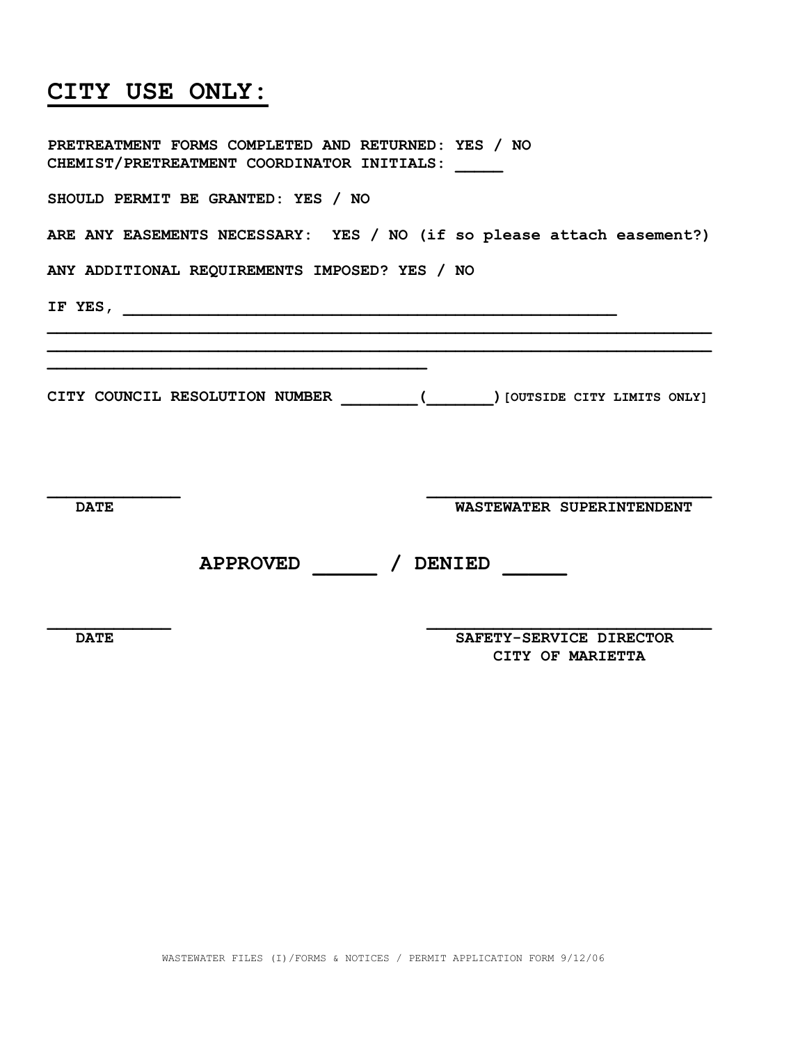## CITY USE ONLY:

**PRETREATMENT FORMS COMPLETED AND RETURNED: YES / NO**
**CHEMIST/PRETREATMENT COORDINATOR INITIALS: _____**

**SHOULD PERMIT BE GRANTED: YES / NO**

**ARE ANY EASEMENTS NECESSARY: YES / NO (if so please attach easement?)**

**ANY ADDITIONAL REQUIREMENTS IMPOSED? YES / NO**

**IF YES, ____________________________________________________**
______________________________________________________________________
______________________________________________________________________
________________________________________

**CITY COUNCIL RESOLUTION NUMBER ________(_______) [OUTSIDE CITY LIMITS ONLY]**

______________ ______________________________
**DATE** **WASTEWATER SUPERINTENDENT**

**APPROVED _____ / DENIED _____**

_____________ ______________________________
**DATE** **SAFETY-SERVICE DIRECTOR**
**CITY OF MARIETTA**

WASTEWATER FILES (I)/FORMS & NOTICES / PERMIT APPLICATION FORM 9/12/06